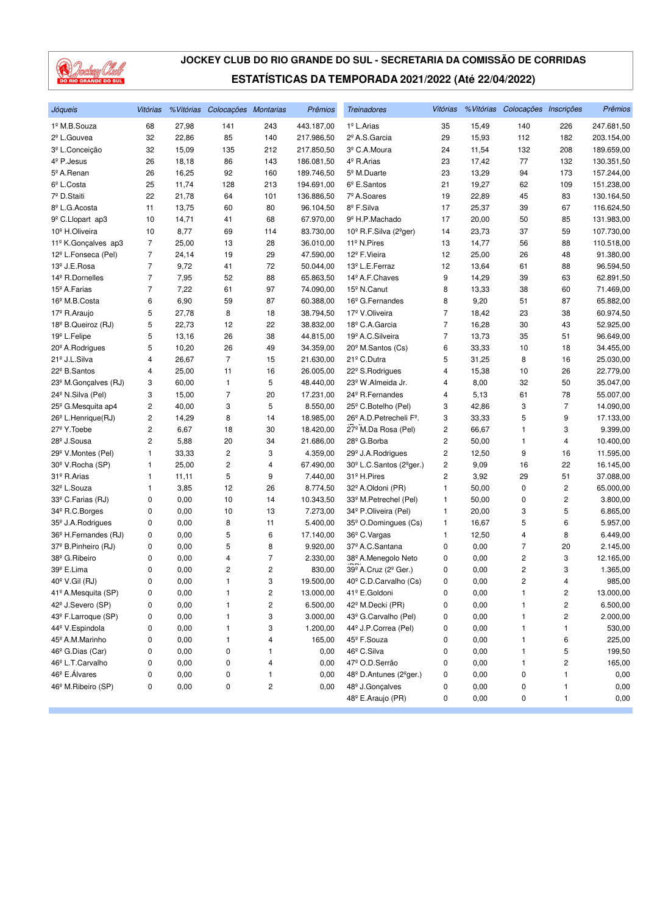# JOCKEY CLUB DO RIO GRANDE DO SUL - SECRETARIA DA COMISSÃO DE CORRIDAS

## ESTATÍSTICAS DA TEMPORADA 2021/2022 (Até 22/04/2022)

| Jóqueis | Vitórias | %Vitórias | Colocações | Montarias | Prêmios |
|---|---|---|---|---|---|
| 1º M.B.Souza | 68 | 27,98 | 141 | 243 | 443.187,00 |
| 2º L.Gouvea | 32 | 22,86 | 85 | 140 | 217.986,50 |
| 3º L.Conceição | 32 | 15,09 | 135 | 212 | 217.850,50 |
| 4º P.Jesus | 26 | 18,18 | 86 | 143 | 186.081,50 |
| 5º A.Renan | 26 | 16,25 | 92 | 160 | 189.746,50 |
| 6º L.Costa | 25 | 11,74 | 128 | 213 | 194.691,00 |
| 7º D.Staiti | 22 | 21,78 | 64 | 101 | 136.886,50 |
| 8º L.G.Acosta | 11 | 13,75 | 60 | 80 | 96.104,50 |
| 9º C.Llopart ap3 | 10 | 14,71 | 41 | 68 | 67.970,00 |
| 10º H.Oliveira | 10 | 8,77 | 69 | 114 | 83.730,00 |
| 11º K.Gonçalves ap3 | 7 | 25,00 | 13 | 28 | 36.010,00 |
| 12º L.Fonseca (Pel) | 7 | 24,14 | 19 | 29 | 47.590,00 |
| 13º J.E.Rosa | 7 | 9,72 | 41 | 72 | 50.044,00 |
| 14º R.Dornelles | 7 | 7,95 | 52 | 88 | 65.863,50 |
| 15º A.Farias | 7 | 7,22 | 61 | 97 | 74.090,00 |
| 16º M.B.Costa | 6 | 6,90 | 59 | 87 | 60.388,00 |
| 17º R.Araujo | 5 | 27,78 | 8 | 18 | 38.794,50 |
| 18º B.Queiroz (RJ) | 5 | 22,73 | 12 | 22 | 38.832,00 |
| 19º L.Felipe | 5 | 13,16 | 26 | 38 | 44.815,00 |
| 20º A.Rodrigues | 5 | 10,20 | 26 | 49 | 34.359,00 |
| 21º J.L.Silva | 4 | 26,67 | 7 | 15 | 21.630,00 |
| 22º B.Santos | 4 | 25,00 | 11 | 16 | 26.005,00 |
| 23º M.Gonçalves (RJ) | 3 | 60,00 | 1 | 5 | 48.440,00 |
| 24º N.Silva (Pel) | 3 | 15,00 | 7 | 20 | 17.231,00 |
| 25º G.Mesquita ap4 | 2 | 40,00 | 3 | 5 | 8.550,00 |
| 26º L.Henrique(RJ) | 2 | 14,29 | 8 | 14 | 18.985,00 |
| 27º Y.Toebe | 2 | 6,67 | 18 | 30 | 18.420,00 |
| 28º J.Sousa | 2 | 5,88 | 20 | 34 | 21.686,00 |
| 29º V.Montes (Pel) | 1 | 33,33 | 2 | 3 | 4.359,00 |
| 30º V.Rocha (SP) | 1 | 25,00 | 2 | 4 | 67.490,00 |
| 31º R.Arias | 1 | 11,11 | 5 | 9 | 7.440,00 |
| 32º L.Souza | 1 | 3,85 | 12 | 26 | 8.774,50 |
| 33º C.Farias (RJ) | 0 | 0,00 | 10 | 14 | 10.343,50 |
| 34º R.C.Borges | 0 | 0,00 | 10 | 13 | 7.273,00 |
| 35º J.A.Rodrigues | 0 | 0,00 | 8 | 11 | 5.400,00 |
| 36º H.Fernandes (RJ) | 0 | 0,00 | 5 | 6 | 17.140,00 |
| 37º B.Pinheiro (RJ) | 0 | 0,00 | 5 | 8 | 9.920,00 |
| 38º G.Ribeiro | 0 | 0,00 | 4 | 7 | 2.330,00 |
| 39º E.Lima | 0 | 0,00 | 2 | 2 | 830,00 |
| 40º V.Gil (RJ) | 0 | 0,00 | 1 | 3 | 19.500,00 |
| 41º A.Mesquita (SP) | 0 | 0,00 | 1 | 2 | 13.000,00 |
| 42º J.Severo (SP) | 0 | 0,00 | 1 | 2 | 6.500,00 |
| 43º F.Larroque (SP) | 0 | 0,00 | 1 | 3 | 3.000,00 |
| 44º V.Espindola | 0 | 0,00 | 1 | 3 | 1.200,00 |
| 45º A.M.Marinho | 0 | 0,00 | 1 | 4 | 165,00 |
| 46º G.Dias (Car) | 0 | 0,00 | 0 | 1 | 0,00 |
| 46º L.T.Carvalho | 0 | 0,00 | 0 | 4 | 0,00 |
| 46º E.Álvares | 0 | 0,00 | 0 | 1 | 0,00 |
| 46º M.Ribeiro (SP) | 0 | 0,00 | 0 | 2 | 0,00 |

| Treinadores | Vitórias | %Vitórias | Colocações | Inscrições | Prêmios |
|---|---|---|---|---|---|
| 1º L.Arias | 35 | 15,49 | 140 | 226 | 247.681,50 |
| 2º A.S.Garcia | 29 | 15,93 | 112 | 182 | 203.154,00 |
| 3º C.A.Moura | 24 | 11,54 | 132 | 208 | 189.659,00 |
| 4º R.Arias | 23 | 17,42 | 77 | 132 | 130.351,50 |
| 5º M.Duarte | 23 | 13,29 | 94 | 173 | 157.244,00 |
| 6º E.Santos | 21 | 19,27 | 62 | 109 | 151.238,00 |
| 7º A.Soares | 19 | 22,89 | 45 | 83 | 130.164,50 |
| 8º F.Silva | 17 | 25,37 | 39 | 67 | 116.624,50 |
| 9º H.P.Machado | 17 | 20,00 | 50 | 85 | 131.983,00 |
| 10º R.F.Silva (2ºger) | 14 | 23,73 | 37 | 59 | 107.730,00 |
| 11º N.Pires | 13 | 14,77 | 56 | 88 | 110.518,00 |
| 12º F.Vieira | 12 | 25,00 | 26 | 48 | 91.380,00 |
| 13º L.E.Ferraz | 12 | 13,64 | 61 | 88 | 96.594,50 |
| 14º A.F.Chaves | 9 | 14,29 | 39 | 63 | 62.891,50 |
| 15º N.Canut | 8 | 13,33 | 38 | 60 | 71.469,00 |
| 16º G.Fernandes | 8 | 9,20 | 51 | 87 | 65.882,00 |
| 17º V.Oliveira | 7 | 18,42 | 23 | 38 | 60.974,50 |
| 18º C.A.Garcia | 7 | 16,28 | 30 | 43 | 52.925,00 |
| 19º A.C.Silveira | 7 | 13,73 | 35 | 51 | 96.649,00 |
| 20º M.Santos (Cs) | 6 | 33,33 | 10 | 18 | 34.455,00 |
| 21º C.Dutra | 5 | 31,25 | 8 | 16 | 25.030,00 |
| 22º S.Rodrigues | 4 | 15,38 | 10 | 26 | 22.779,00 |
| 23º W.Almeida Jr. | 4 | 8,00 | 32 | 50 | 35.047,00 |
| 24º R.Fernandes | 4 | 5,13 | 61 | 78 | 55.007,00 |
| 25º C.Botelho (Pel) | 3 | 42,86 | 3 | 7 | 14.090,00 |
| 26º A.D.Petrecheli Fº. | 3 | 33,33 | 5 | 9 | 17.133,00 |
| 27º M.Da Rosa (Pel) | 2 | 66,67 | 1 | 3 | 9.399,00 |
| 28º G.Borba | 2 | 50,00 | 1 | 4 | 10.400,00 |
| 29º J.A.Rodrigues | 2 | 12,50 | 9 | 16 | 11.595,00 |
| 30º L.C.Santos (2ºger.) | 2 | 9,09 | 16 | 22 | 16.145,00 |
| 31º H.Pires | 2 | 3,92 | 29 | 51 | 37.088,00 |
| 32º A.Oldoni (PR) | 1 | 50,00 | 0 | 2 | 65.000,00 |
| 33º M.Petrechel (Pel) | 1 | 50,00 | 0 | 2 | 3.800,00 |
| 34º P.Oliveira (Pel) | 1 | 20,00 | 3 | 5 | 6.865,00 |
| 35º O.Domingues (Cs) | 1 | 16,67 | 5 | 6 | 5.957,00 |
| 36º C.Vargas | 1 | 12,50 | 4 | 8 | 6.449,00 |
| 37º A.C.Santana | 0 | 0,00 | 7 | 20 | 2.145,00 |
| 38º A.Menegolo Neto | 0 | 0,00 | 2 | 3 | 12.165,00 |
| 39º A.Cruz (2º Ger.) | 0 | 0,00 | 2 | 3 | 1.365,00 |
| 40º C.D.Carvalho (Cs) | 0 | 0,00 | 2 | 4 | 985,00 |
| 41º E.Goldoni | 0 | 0,00 | 1 | 2 | 13.000,00 |
| 42º M.Decki (PR) | 0 | 0,00 | 1 | 2 | 6.500,00 |
| 43º G.Carvalho (Pel) | 0 | 0,00 | 1 | 2 | 2.000,00 |
| 44º J.P.Correa (Pel) | 0 | 0,00 | 1 | 1 | 530,00 |
| 45º F.Souza | 0 | 0,00 | 1 | 6 | 225,00 |
| 46º C.Silva | 0 | 0,00 | 1 | 5 | 199,50 |
| 47º O.D.Serrão | 0 | 0,00 | 1 | 2 | 165,00 |
| 48º D.Antunes (2ºger.) | 0 | 0,00 | 0 | 1 | 0,00 |
| 48º J.Gonçalves | 0 | 0,00 | 0 | 1 | 0,00 |
| 48º E.Araujo (PR) | 0 | 0,00 | 0 | 1 | 0,00 |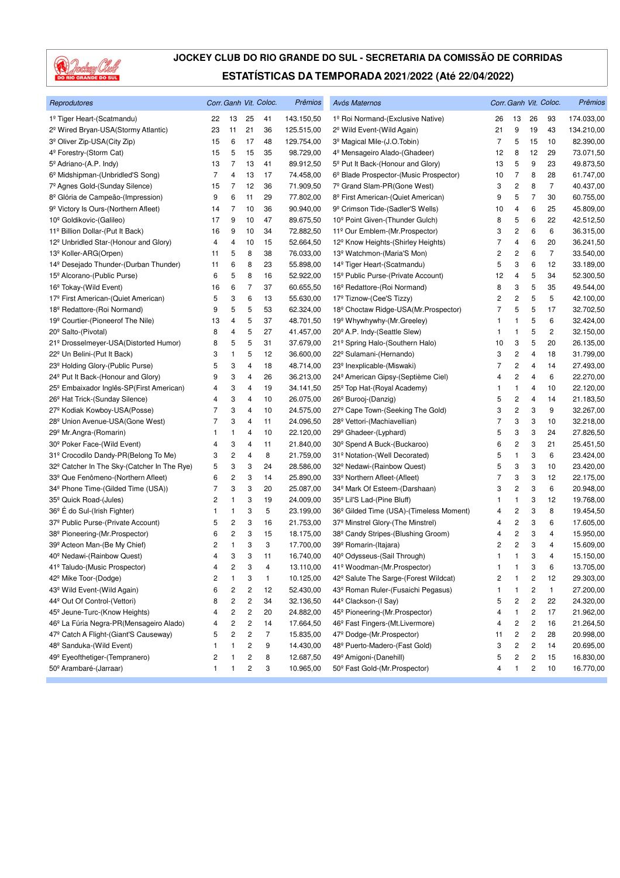# JOCKEY CLUB DO RIO GRANDE DO SUL - SECRETARIA DA COMISSÃO DE CORRIDAS

## ESTATÍSTICAS DA TEMPORADA 2021/2022 (Até 22/04/2022)

| Reprodutores | Corr. | Ganh | Vit. | Coloc. | Prêmios |
|---|---|---|---|---|---|
| 1º Tiger Heart-(Scatmandu) | 22 | 13 | 25 | 41 | 143.150,50 |
| 2º Wired Bryan-USA(Stormy Atlantic) | 23 | 11 | 21 | 36 | 125.515,00 |
| 3º Oliver Zip-USA(City Zip) | 15 | 6 | 17 | 48 | 129.754,00 |
| 4º Forestry-(Storm Cat) | 15 | 5 | 15 | 35 | 98.729,00 |
| 5º Adriano-(A.P. Indy) | 13 | 7 | 13 | 41 | 89.912,50 |
| 6º Midshipman-(Unbridled'S Song) | 7 | 4 | 13 | 17 | 74.458,00 |
| 7º Agnes Gold-(Sunday Silence) | 15 | 7 | 12 | 36 | 71.909,50 |
| 8º Glória de Campeão-(Impression) | 9 | 6 | 11 | 29 | 77.802,00 |
| 9º Victory Is Ours-(Northern Afleet) | 14 | 7 | 10 | 36 | 90.940,00 |
| 10º Goldikovic-(Galileo) | 17 | 9 | 10 | 47 | 89.675,50 |
| 11º Billion Dollar-(Put It Back) | 16 | 9 | 10 | 34 | 72.882,50 |
| 12º Unbridled Star-(Honour and Glory) | 4 | 4 | 10 | 15 | 52.664,50 |
| 13º Koller-ARG(Orpen) | 11 | 5 | 8 | 38 | 76.033,00 |
| 14º Desejado Thunder-(Durban Thunder) | 11 | 6 | 8 | 23 | 55.898,00 |
| 15º Alcorano-(Public Purse) | 6 | 5 | 8 | 16 | 52.922,00 |
| 16º Tokay-(Wild Event) | 16 | 6 | 7 | 37 | 60.655,50 |
| 17º First American-(Quiet American) | 5 | 3 | 6 | 13 | 55.630,00 |
| 18º Redattore-(Roi Normand) | 9 | 5 | 5 | 53 | 62.324,00 |
| 19º Courtier-(Pioneerof The Nile) | 13 | 4 | 5 | 37 | 48.701,50 |
| 20º Salto-(Pivotal) | 8 | 4 | 5 | 27 | 41.457,00 |
| 21º Drosselmeyer-USA(Distorted Humor) | 8 | 5 | 5 | 31 | 37.679,00 |
| 22º Un Belini-(Put It Back) | 3 | 1 | 5 | 12 | 36.600,00 |
| 23º Holding Glory-(Public Purse) | 5 | 3 | 4 | 18 | 48.714,00 |
| 24º Put It Back-(Honour and Glory) | 9 | 3 | 4 | 26 | 36.213,00 |
| 25º Embaixador Inglês-SP(First American) | 4 | 3 | 4 | 19 | 34.141,50 |
| 26º Hat Trick-(Sunday Silence) | 4 | 3 | 4 | 10 | 26.075,00 |
| 27º Kodiak Kowboy-USA(Posse) | 7 | 3 | 4 | 10 | 24.575,00 |
| 28º Union Avenue-USA(Gone West) | 7 | 3 | 4 | 11 | 24.096,50 |
| 29º Mr.Angra-(Romarin) | 1 | 1 | 4 | 10 | 22.120,00 |
| 30º Poker Face-(Wild Event) | 4 | 3 | 4 | 11 | 21.840,00 |
| 31º Crocodilo Dandy-PR(Belong To Me) | 3 | 2 | 4 | 8 | 21.759,00 |
| 32º Catcher In The Sky-(Catcher In The Rye) | 5 | 3 | 3 | 24 | 28.586,00 |
| 33º Que Fenômeno-(Northern Afleet) | 6 | 2 | 3 | 14 | 25.890,00 |
| 34º Phone Time-(Gilded Time (USA)) | 7 | 3 | 3 | 20 | 25.087,00 |
| 35º Quick Road-(Jules) | 2 | 1 | 3 | 19 | 24.009,00 |
| 36º É do Sul-(Irish Fighter) | 1 | 1 | 3 | 5 | 23.199,00 |
| 37º Public Purse-(Private Account) | 5 | 2 | 3 | 16 | 21.753,00 |
| 38º Pioneering-(Mr.Prospector) | 6 | 2 | 3 | 15 | 18.175,00 |
| 39º Acteon Man-(Be My Chief) | 2 | 1 | 3 | 3 | 17.700,00 |
| 40º Nedawi-(Rainbow Quest) | 4 | 3 | 3 | 11 | 16.740,00 |
| 41º Taludo-(Music Prospector) | 4 | 2 | 3 | 4 | 13.110,00 |
| 42º Mike Toor-(Dodge) | 2 | 1 | 3 | 1 | 10.125,00 |
| 43º Wild Event-(Wild Again) | 6 | 2 | 2 | 12 | 52.430,00 |
| 44º Out Of Control-(Vettori) | 8 | 2 | 2 | 34 | 32.136,50 |
| 45º Jeune-Turc-(Know Heights) | 4 | 2 | 2 | 20 | 24.882,00 |
| 46º La Fúria Negra-PR(Mensageiro Alado) | 4 | 2 | 2 | 14 | 17.664,50 |
| 47º Catch A Flight-(Giant'S Causeway) | 5 | 2 | 2 | 7 | 15.835,00 |
| 48º Sanduka-(Wild Event) | 1 | 1 | 2 | 9 | 14.430,00 |
| 49º Eyeofthetiger-(Tempranero) | 2 | 1 | 2 | 8 | 12.687,50 |
| 50º Arambaré-(Jarraar) | 1 | 1 | 2 | 3 | 10.965,00 |

| Avós Maternos | Corr. | Ganh | Vit. | Coloc. | Prêmios |
|---|---|---|---|---|---|
| 1º Roi Normand-(Exclusive Native) | 26 | 13 | 26 | 93 | 174.033,00 |
| 2º Wild Event-(Wild Again) | 21 | 9 | 19 | 43 | 134.210,00 |
| 3º Magical Mile-(J.O.Tobin) | 7 | 5 | 15 | 10 | 82.390,00 |
| 4º Mensageiro Alado-(Ghadeer) | 12 | 8 | 12 | 29 | 73.071,50 |
| 5º Put It Back-(Honour and Glory) | 13 | 5 | 9 | 23 | 49.873,50 |
| 6º Blade Prospector-(Music Prospector) | 10 | 7 | 8 | 28 | 61.747,00 |
| 7º Grand Slam-PR(Gone West) | 3 | 2 | 8 | 7 | 40.437,00 |
| 8º First American-(Quiet American) | 9 | 5 | 7 | 30 | 60.755,00 |
| 9º Crimson Tide-(Sadler'S Wells) | 10 | 4 | 6 | 25 | 45.809,00 |
| 10º Point Given-(Thunder Gulch) | 8 | 5 | 6 | 22 | 42.512,50 |
| 11º Our Emblem-(Mr.Prospector) | 3 | 2 | 6 | 6 | 36.315,00 |
| 12º Know Heights-(Shirley Heights) | 7 | 4 | 6 | 20 | 36.241,50 |
| 13º Watchmon-(Maria'S Mon) | 2 | 2 | 6 | 7 | 33.540,00 |
| 14º Tiger Heart-(Scatmandu) | 5 | 3 | 6 | 12 | 33.189,00 |
| 15º Public Purse-(Private Account) | 12 | 4 | 5 | 34 | 52.300,50 |
| 16º Redattore-(Roi Normand) | 8 | 3 | 5 | 35 | 49.544,00 |
| 17º Tiznow-(Cee'S Tizzy) | 2 | 2 | 5 | 5 | 42.100,00 |
| 18º Choctaw Ridge-USA(Mr.Prospector) | 7 | 5 | 5 | 17 | 32.702,50 |
| 19º Whywhywhy-(Mr.Greeley) | 1 | 1 | 5 | 6 | 32.424,00 |
| 20º A.P. Indy-(Seattle Slew) | 1 | 1 | 5 | 2 | 32.150,00 |
| 21º Spring Halo-(Southern Halo) | 10 | 3 | 5 | 20 | 26.135,00 |
| 22º Sulamani-(Hernando) | 3 | 2 | 4 | 18 | 31.799,00 |
| 23º Inexplicable-(Miswaki) | 7 | 2 | 4 | 14 | 27.493,00 |
| 24º American Gipsy-(Septième Ciel) | 4 | 2 | 4 | 6 | 22.270,00 |
| 25º Top Hat-(Royal Academy) | 1 | 1 | 4 | 10 | 22.120,00 |
| 26º Burooj-(Danzig) | 5 | 2 | 4 | 14 | 21.183,50 |
| 27º Cape Town-(Seeking The Gold) | 3 | 2 | 3 | 9 | 32.267,00 |
| 28º Vettori-(Machiavellian) | 7 | 3 | 3 | 10 | 32.218,00 |
| 29º Ghadeer-(Lyphard) | 5 | 3 | 3 | 24 | 27.826,50 |
| 30º Spend A Buck-(Buckaroo) | 6 | 2 | 3 | 21 | 25.451,50 |
| 31º Notation-(Well Decorated) | 5 | 1 | 3 | 6 | 23.424,00 |
| 32º Nedawi-(Rainbow Quest) | 5 | 3 | 3 | 10 | 23.420,00 |
| 33º Northern Afleet-(Afleet) | 7 | 3 | 3 | 12 | 22.175,00 |
| 34º Mark Of Esteem-(Darshaan) | 3 | 2 | 3 | 6 | 20.948,00 |
| 35º Lil'S Lad-(Pine Bluff) | 1 | 1 | 3 | 12 | 19.768,00 |
| 36º Gilded Time (USA)-(Timeless Moment) | 4 | 2 | 3 | 8 | 19.454,50 |
| 37º Minstrel Glory-(The Minstrel) | 4 | 2 | 3 | 6 | 17.605,00 |
| 38º Candy Stripes-(Blushing Groom) | 4 | 2 | 3 | 4 | 15.950,00 |
| 39º Romarin-(Itajara) | 2 | 2 | 3 | 4 | 15.609,00 |
| 40º Odysseus-(Sail Through) | 1 | 1 | 3 | 4 | 15.150,00 |
| 41º Woodman-(Mr.Prospector) | 1 | 1 | 3 | 6 | 13.705,00 |
| 42º Salute The Sarge-(Forest Wildcat) | 2 | 1 | 2 | 12 | 29.303,00 |
| 43º Roman Ruler-(Fusaichi Pegasus) | 1 | 1 | 2 | 1 | 27.200,00 |
| 44º Clackson-(I Say) | 5 | 2 | 2 | 22 | 24.320,00 |
| 45º Pioneering-(Mr.Prospector) | 4 | 1 | 2 | 17 | 21.962,00 |
| 46º Fast Fingers-(Mt.Livermore) | 4 | 2 | 2 | 16 | 21.264,50 |
| 47º Dodge-(Mr.Prospector) | 11 | 2 | 2 | 28 | 20.998,00 |
| 48º Puerto-Madero-(Fast Gold) | 3 | 2 | 2 | 14 | 20.695,00 |
| 49º Amigoni-(Danehill) | 5 | 2 | 2 | 15 | 16.830,00 |
| 50º Fast Gold-(Mr.Prospector) | 4 | 1 | 2 | 10 | 16.770,00 |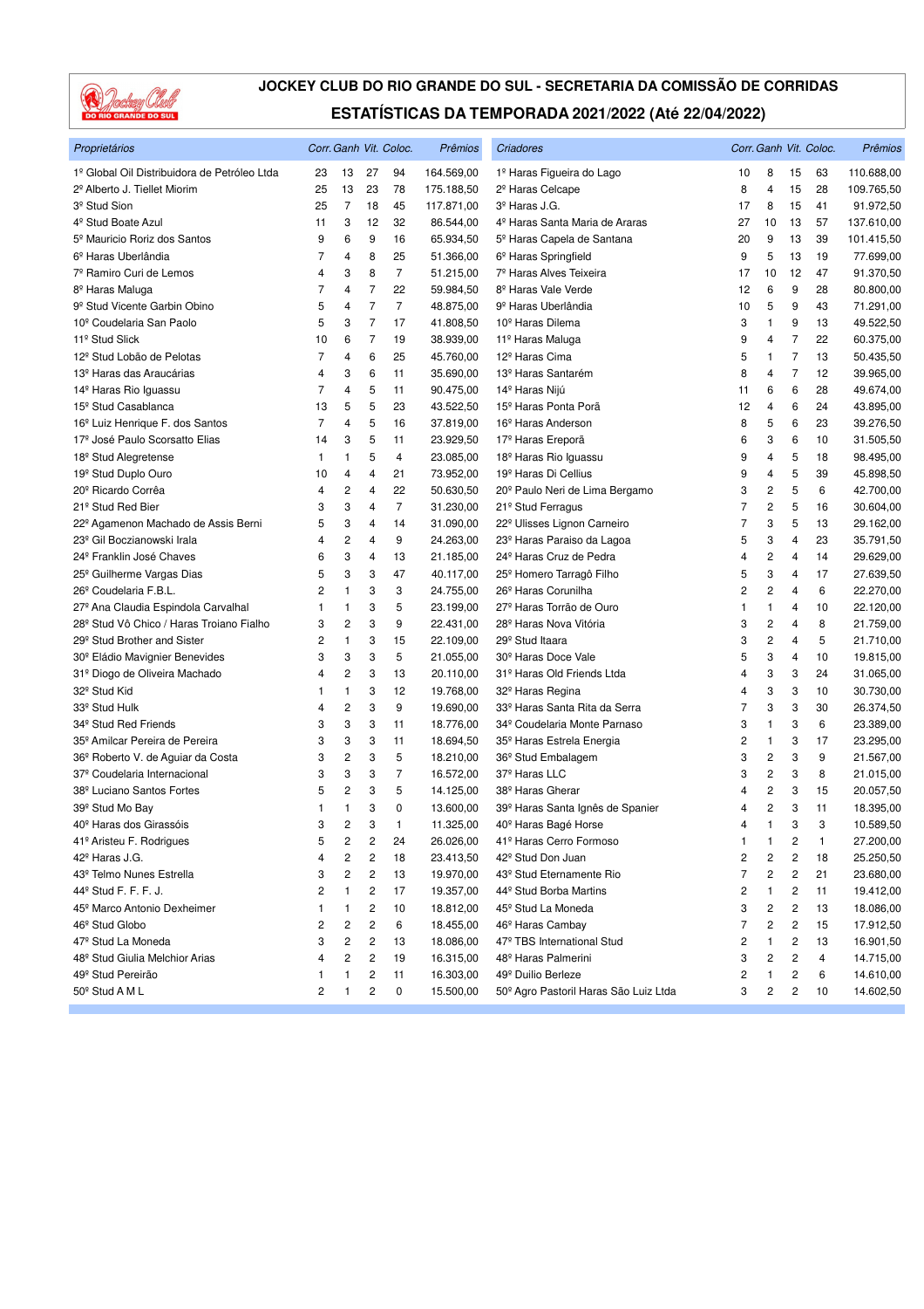# JOCKEY CLUB DO RIO GRANDE DO SUL - SECRETARIA DA COMISSÃO DE CORRIDAS

## ESTATÍSTICAS DA TEMPORADA 2021/2022 (Até 22/04/2022)

| *Proprietários* | *Corr.* | *Ganh* | *Vit.* | *Coloc.* | *Prêmios* |
|---|---|---|---|---|---|
| 1º Global Oil Distribuidora de Petróleo Ltda | 23 | 13 | 27 | 94 | 164.569,00 |
| 2º Alberto J. Tiellet Miorim | 25 | 13 | 23 | 78 | 175.188,50 |
| 3º Stud Sion | 25 | 7 | 18 | 45 | 117.871,00 |
| 4º Stud Boate Azul | 11 | 3 | 12 | 32 | 86.544,00 |
| 5º Mauricio Roriz dos Santos | 9 | 6 | 9 | 16 | 65.934,50 |
| 6º Haras Uberlândia | 7 | 4 | 8 | 25 | 51.366,00 |
| 7º Ramiro Curi de Lemos | 4 | 3 | 8 | 7 | 51.215,00 |
| 8º Haras Maluga | 7 | 4 | 7 | 22 | 59.984,50 |
| 9º Stud Vicente Garbin Obino | 5 | 4 | 7 | 7 | 48.875,00 |
| 10º Coudelaria San Paolo | 5 | 3 | 7 | 17 | 41.808,50 |
| 11º Stud Slick | 10 | 6 | 7 | 19 | 38.939,00 |
| 12º Stud Lobão de Pelotas | 7 | 4 | 6 | 25 | 45.760,00 |
| 13º Haras das Araucárias | 4 | 3 | 6 | 11 | 35.690,00 |
| 14º Haras Rio Iguassu | 7 | 4 | 5 | 11 | 90.475,00 |
| 15º Stud Casablanca | 13 | 5 | 5 | 23 | 43.522,50 |
| 16º Luiz Henrique F. dos Santos | 7 | 4 | 5 | 16 | 37.819,00 |
| 17º José Paulo Scorsatto Elias | 14 | 3 | 5 | 11 | 23.929,50 |
| 18º Stud Alegretense | 1 | 1 | 5 | 4 | 23.085,00 |
| 19º Stud Duplo Ouro | 10 | 4 | 4 | 21 | 73.952,00 |
| 20º Ricardo Corrêa | 4 | 2 | 4 | 22 | 50.630,50 |
| 21º Stud Red Bier | 3 | 3 | 4 | 7 | 31.230,00 |
| 22º Agamenon Machado de Assis Berni | 5 | 3 | 4 | 14 | 31.090,00 |
| 23º Gil Boczianowski Irala | 4 | 2 | 4 | 9 | 24.263,00 |
| 24º Franklin José Chaves | 6 | 3 | 4 | 13 | 21.185,00 |
| 25º Guilherme Vargas Dias | 5 | 3 | 3 | 47 | 40.117,00 |
| 26º Coudelaria F.B.L. | 2 | 1 | 3 | 3 | 24.755,00 |
| 27º Ana Claudia Espindola Carvalhal | 1 | 1 | 3 | 5 | 23.199,00 |
| 28º Stud Vô Chico / Haras Troiano Fialho | 3 | 2 | 3 | 9 | 22.431,00 |
| 29º Stud Brother and Sister | 2 | 1 | 3 | 15 | 22.109,00 |
| 30º Eládio Mavignier Benevides | 3 | 3 | 3 | 5 | 21.055,00 |
| 31º Diogo de Oliveira Machado | 4 | 2 | 3 | 13 | 20.110,00 |
| 32º Stud Kid | 1 | 1 | 3 | 12 | 19.768,00 |
| 33º Stud Hulk | 4 | 2 | 3 | 9 | 19.690,00 |
| 34º Stud Red Friends | 3 | 3 | 3 | 11 | 18.776,00 |
| 35º Amilcar Pereira de Pereira | 3 | 3 | 3 | 11 | 18.694,50 |
| 36º Roberto V. de Aguiar da Costa | 3 | 2 | 3 | 5 | 18.210,00 |
| 37º Coudelaria Internacional | 3 | 3 | 3 | 7 | 16.572,00 |
| 38º Luciano Santos Fortes | 5 | 2 | 3 | 5 | 14.125,00 |
| 39º Stud Mo Bay | 1 | 1 | 3 | 0 | 13.600,00 |
| 40º Haras dos Girassóis | 3 | 2 | 3 | 1 | 11.325,00 |
| 41º Aristeu F. Rodrigues | 5 | 2 | 2 | 24 | 26.026,00 |
| 42º Haras J.G. | 4 | 2 | 2 | 18 | 23.413,50 |
| 43º Telmo Nunes Estrella | 3 | 2 | 2 | 13 | 19.970,00 |
| 44º Stud F. F. F. J. | 2 | 1 | 2 | 17 | 19.357,00 |
| 45º Marco Antonio Dexheimer | 1 | 1 | 2 | 10 | 18.812,00 |
| 46º Stud Globo | 2 | 2 | 2 | 6 | 18.455,00 |
| 47º Stud La Moneda | 3 | 2 | 2 | 13 | 18.086,00 |
| 48º Stud Giulia Melchior Arias | 4 | 2 | 2 | 19 | 16.315,00 |
| 49º Stud Pereirão | 1 | 1 | 2 | 11 | 16.303,00 |
| 50º Stud A M L | 2 | 1 | 2 | 0 | 15.500,00 |

| *Criadores* | *Corr.* | *Ganh* | *Vit.* | *Coloc.* | *Prêmios* |
|---|---|---|---|---|---|
| 1º Haras Figueira do Lago | 10 | 8 | 15 | 63 | 110.688,00 |
| 2º Haras Celcape | 8 | 4 | 15 | 28 | 109.765,50 |
| 3º Haras J.G. | 17 | 8 | 15 | 41 | 91.972,50 |
| 4º Haras Santa Maria de Araras | 27 | 10 | 13 | 57 | 137.610,00 |
| 5º Haras Capela de Santana | 20 | 9 | 13 | 39 | 101.415,50 |
| 6º Haras Springfield | 9 | 5 | 13 | 19 | 77.699,00 |
| 7º Haras Alves Teixeira | 17 | 10 | 12 | 47 | 91.370,50 |
| 8º Haras Vale Verde | 12 | 6 | 9 | 28 | 80.800,00 |
| 9º Haras Uberlândia | 10 | 5 | 9 | 43 | 71.291,00 |
| 10º Haras Dilema | 3 | 1 | 9 | 13 | 49.522,50 |
| 11º Haras Maluga | 9 | 4 | 7 | 22 | 60.375,00 |
| 12º Haras Cima | 5 | 1 | 7 | 13 | 50.435,50 |
| 13º Haras Santarém | 8 | 4 | 7 | 12 | 39.965,00 |
| 14º Haras Nijú | 11 | 6 | 6 | 28 | 49.674,00 |
| 15º Haras Ponta Porã | 12 | 4 | 6 | 24 | 43.895,00 |
| 16º Haras Anderson | 8 | 5 | 6 | 23 | 39.276,50 |
| 17º Haras Ereporã | 6 | 3 | 6 | 10 | 31.505,50 |
| 18º Haras Rio Iguassu | 9 | 4 | 5 | 18 | 98.495,00 |
| 19º Haras Di Cellius | 9 | 4 | 5 | 39 | 45.898,50 |
| 20º Paulo Neri de Lima Bergamo | 3 | 2 | 5 | 6 | 42.700,00 |
| 21º Stud Ferragus | 7 | 2 | 5 | 16 | 30.604,00 |
| 22º Ulisses Lignon Carneiro | 7 | 3 | 5 | 13 | 29.162,00 |
| 23º Haras Paraiso da Lagoa | 5 | 3 | 4 | 23 | 35.791,50 |
| 24º Haras Cruz de Pedra | 4 | 2 | 4 | 14 | 29.629,00 |
| 25º Homero Tarragô Filho | 5 | 3 | 4 | 17 | 27.639,50 |
| 26º Haras Corunilha | 2 | 2 | 4 | 6 | 22.270,00 |
| 27º Haras Torrão de Ouro | 1 | 1 | 4 | 10 | 22.120,00 |
| 28º Haras Nova Vitória | 3 | 2 | 4 | 8 | 21.759,00 |
| 29º Stud Itaara | 3 | 2 | 4 | 5 | 21.710,00 |
| 30º Haras Doce Vale | 5 | 3 | 4 | 10 | 19.815,00 |
| 31º Haras Old Friends Ltda | 4 | 3 | 3 | 24 | 31.065,00 |
| 32º Haras Regina | 4 | 3 | 3 | 10 | 30.730,00 |
| 33º Haras Santa Rita da Serra | 7 | 3 | 3 | 30 | 26.374,50 |
| 34º Coudelaria Monte Parnaso | 3 | 1 | 3 | 6 | 23.389,00 |
| 35º Haras Estrela Energia | 2 | 1 | 3 | 17 | 23.295,00 |
| 36º Stud Embalagem | 3 | 2 | 3 | 9 | 21.567,00 |
| 37º Haras LLC | 3 | 2 | 3 | 8 | 21.015,00 |
| 38º Haras Gherar | 4 | 2 | 3 | 15 | 20.057,50 |
| 39º Haras Santa Ignês de Spanier | 4 | 2 | 3 | 11 | 18.395,00 |
| 40º Haras Bagé Horse | 4 | 1 | 3 | 3 | 10.589,50 |
| 41º Haras Cerro Formoso | 1 | 1 | 2 | 1 | 27.200,00 |
| 42º Stud Don Juan | 2 | 2 | 2 | 18 | 25.250,50 |
| 43º Stud Eternamente Rio | 7 | 2 | 2 | 21 | 23.680,00 |
| 44º Stud Borba Martins | 2 | 1 | 2 | 11 | 19.412,00 |
| 45º Stud La Moneda | 3 | 2 | 2 | 13 | 18.086,00 |
| 46º Haras Cambay | 7 | 2 | 2 | 15 | 17.912,50 |
| 47º TBS International Stud | 2 | 1 | 2 | 13 | 16.901,50 |
| 48º Haras Palmerini | 3 | 2 | 2 | 4 | 14.715,00 |
| 49º Duilio Berleze | 2 | 1 | 2 | 6 | 14.610,00 |
| 50º Agro Pastoril Haras São Luiz Ltda | 3 | 2 | 2 | 10 | 14.602,50 |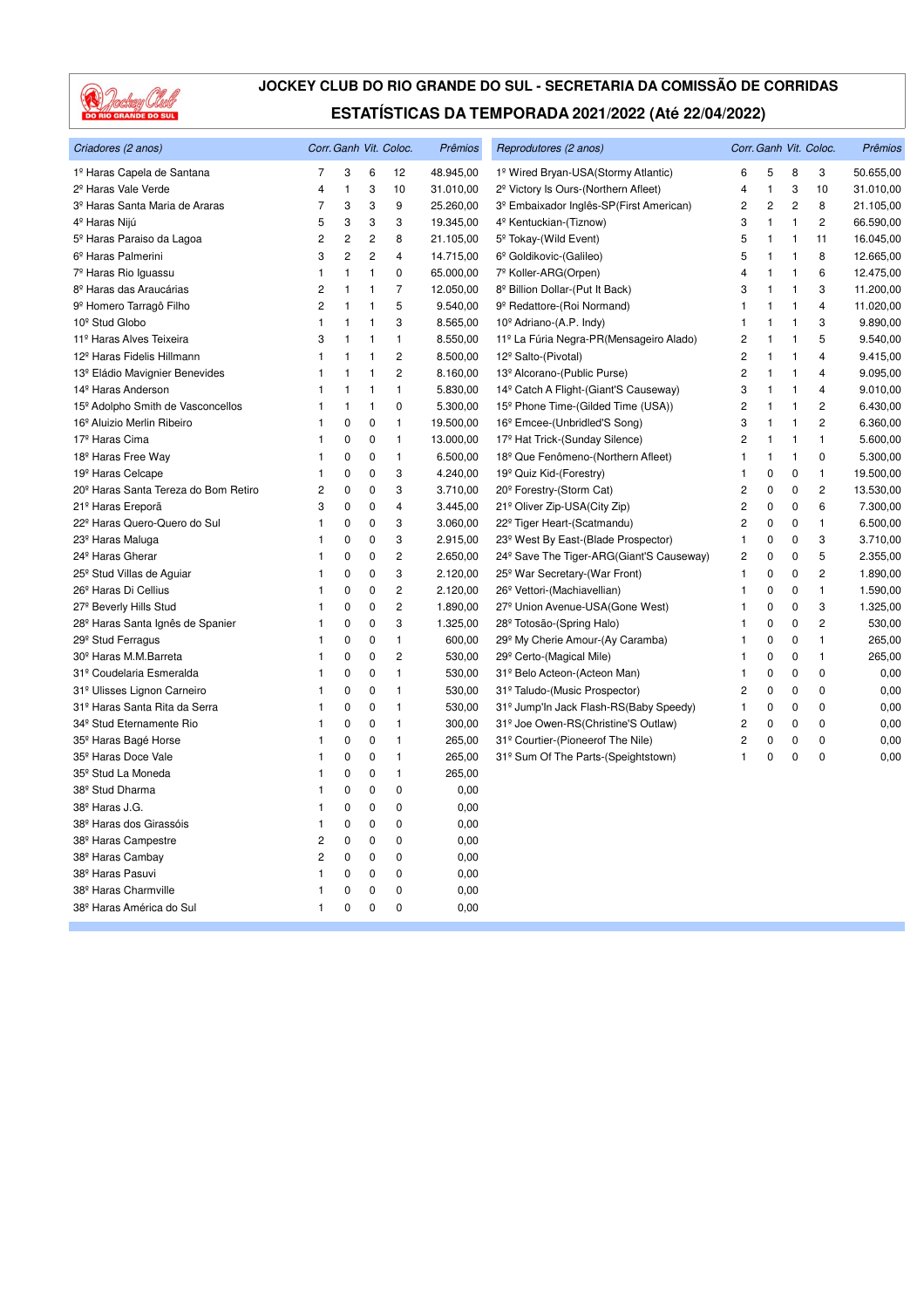# JOCKEY CLUB DO RIO GRANDE DO SUL - SECRETARIA DA COMISSÃO DE CORRIDAS

## ESTATÍSTICAS DA TEMPORADA 2021/2022 (Até 22/04/2022)

| *Criadores (2 anos)* | *Corr.* | *Ganh* | *Vit.* | *Coloc.* | *Prêmios* |
|---|---|---|---|---|---|
| 1º Haras Capela de Santana | 7 | 3 | 6 | 12 | 48.945,00 |
| 2º Haras Vale Verde | 4 | 1 | 3 | 10 | 31.010,00 |
| 3º Haras Santa Maria de Araras | 7 | 3 | 3 | 9 | 25.260,00 |
| 4º Haras Nijú | 5 | 3 | 3 | 3 | 19.345,00 |
| 5º Haras Paraiso da Lagoa | 2 | 2 | 2 | 8 | 21.105,00 |
| 6º Haras Palmerini | 3 | 2 | 2 | 4 | 14.715,00 |
| 7º Haras Rio Iguassu | 1 | 1 | 1 | 0 | 65.000,00 |
| 8º Haras das Araucárias | 2 | 1 | 1 | 7 | 12.050,00 |
| 9º Homero Tarragô Filho | 2 | 1 | 1 | 5 | 9.540,00 |
| 10º Stud Globo | 1 | 1 | 1 | 3 | 8.565,00 |
| 11º Haras Alves Teixeira | 3 | 1 | 1 | 1 | 8.550,00 |
| 12º Haras Fidelis Hillmann | 1 | 1 | 1 | 2 | 8.500,00 |
| 13º Eládio Mavignier Benevides | 1 | 1 | 1 | 2 | 8.160,00 |
| 14º Haras Anderson | 1 | 1 | 1 | 1 | 5.830,00 |
| 15º Adolpho Smith de Vasconcellos | 1 | 1 | 1 | 0 | 5.300,00 |
| 16º Aluizio Merlin Ribeiro | 1 | 0 | 0 | 1 | 19.500,00 |
| 17º Haras Cima | 1 | 0 | 0 | 1 | 13.000,00 |
| 18º Haras Free Way | 1 | 0 | 0 | 1 | 6.500,00 |
| 19º Haras Celcape | 1 | 0 | 0 | 3 | 4.240,00 |
| 20º Haras Santa Tereza do Bom Retiro | 2 | 0 | 0 | 3 | 3.710,00 |
| 21º Haras Ereporã | 3 | 0 | 0 | 4 | 3.445,00 |
| 22º Haras Quero-Quero do Sul | 1 | 0 | 0 | 3 | 3.060,00 |
| 23º Haras Maluga | 1 | 0 | 0 | 3 | 2.915,00 |
| 24º Haras Gherar | 1 | 0 | 0 | 2 | 2.650,00 |
| 25º Stud Villas de Aguiar | 1 | 0 | 0 | 3 | 2.120,00 |
| 26º Haras Di Cellius | 1 | 0 | 0 | 2 | 2.120,00 |
| 27º Beverly Hills Stud | 1 | 0 | 0 | 2 | 1.890,00 |
| 28º Haras Santa Ignês de Spanier | 1 | 0 | 0 | 3 | 1.325,00 |
| 29º Stud Ferragus | 1 | 0 | 0 | 1 | 600,00 |
| 30º Haras M.M.Barreta | 1 | 0 | 0 | 2 | 530,00 |
| 31º Coudelaria Esmeralda | 1 | 0 | 0 | 1 | 530,00 |
| 31º Ulisses Lignon Carneiro | 1 | 0 | 0 | 1 | 530,00 |
| 31º Haras Santa Rita da Serra | 1 | 0 | 0 | 1 | 530,00 |
| 34º Stud Eternamente Rio | 1 | 0 | 0 | 1 | 300,00 |
| 35º Haras Bagé Horse | 1 | 0 | 0 | 1 | 265,00 |
| 35º Haras Doce Vale | 1 | 0 | 0 | 1 | 265,00 |
| 35º Stud La Moneda | 1 | 0 | 0 | 1 | 265,00 |
| 38º Stud Dharma | 1 | 0 | 0 | 0 | 0,00 |
| 38º Haras J.G. | 1 | 0 | 0 | 0 | 0,00 |
| 38º Haras dos Girassóis | 1 | 0 | 0 | 0 | 0,00 |
| 38º Haras Campestre | 2 | 0 | 0 | 0 | 0,00 |
| 38º Haras Cambay | 2 | 0 | 0 | 0 | 0,00 |
| 38º Haras Pasuvi | 1 | 0 | 0 | 0 | 0,00 |
| 38º Haras Charmville | 1 | 0 | 0 | 0 | 0,00 |
| 38º Haras América do Sul | 1 | 0 | 0 | 0 | 0,00 |

| *Reprodutores (2 anos)* | *Corr.* | *Ganh* | *Vit.* | *Coloc.* | *Prêmios* |
|---|---|---|---|---|---|
| 1º Wired Bryan-USA(Stormy Atlantic) | 6 | 5 | 8 | 3 | 50.655,00 |
| 2º Victory Is Ours-(Northern Afleet) | 4 | 1 | 3 | 10 | 31.010,00 |
| 3º Embaixador Inglês-SP(First American) | 2 | 2 | 2 | 8 | 21.105,00 |
| 4º Kentuckian-(Tiznow) | 3 | 1 | 1 | 2 | 66.590,00 |
| 5º Tokay-(Wild Event) | 5 | 1 | 1 | 11 | 16.045,00 |
| 6º Goldikovic-(Galileo) | 5 | 1 | 1 | 8 | 12.665,00 |
| 7º Koller-ARG(Orpen) | 4 | 1 | 1 | 6 | 12.475,00 |
| 8º Billion Dollar-(Put It Back) | 3 | 1 | 1 | 3 | 11.200,00 |
| 9º Redattore-(Roi Normand) | 1 | 1 | 1 | 4 | 11.020,00 |
| 10º Adriano-(A.P. Indy) | 1 | 1 | 1 | 3 | 9.890,00 |
| 11º La Fúria Negra-PR(Mensageiro Alado) | 2 | 1 | 1 | 5 | 9.540,00 |
| 12º Salto-(Pivotal) | 2 | 1 | 1 | 4 | 9.415,00 |
| 13º Alcorano-(Public Purse) | 2 | 1 | 1 | 4 | 9.095,00 |
| 14º Catch A Flight-(Giant'S Causeway) | 3 | 1 | 1 | 4 | 9.010,00 |
| 15º Phone Time-(Gilded Time (USA)) | 2 | 1 | 1 | 2 | 6.430,00 |
| 16º Emcee-(Unbridled'S Song) | 3 | 1 | 1 | 2 | 6.360,00 |
| 17º Hat Trick-(Sunday Silence) | 2 | 1 | 1 | 1 | 5.600,00 |
| 18º Que Fenômeno-(Northern Afleet) | 1 | 1 | 1 | 0 | 5.300,00 |
| 19º Quiz Kid-(Forestry) | 1 | 0 | 0 | 1 | 19.500,00 |
| 20º Forestry-(Storm Cat) | 2 | 0 | 0 | 2 | 13.530,00 |
| 21º Oliver Zip-USA(City Zip) | 2 | 0 | 0 | 6 | 7.300,00 |
| 22º Tiger Heart-(Scatmandu) | 2 | 0 | 0 | 1 | 6.500,00 |
| 23º West By East-(Blade Prospector) | 1 | 0 | 0 | 3 | 3.710,00 |
| 24º Save The Tiger-ARG(Giant'S Causeway) | 2 | 0 | 0 | 5 | 2.355,00 |
| 25º War Secretary-(War Front) | 1 | 0 | 0 | 2 | 1.890,00 |
| 26º Vettori-(Machiavellian) | 1 | 0 | 0 | 1 | 1.590,00 |
| 27º Union Avenue-USA(Gone West) | 1 | 0 | 0 | 3 | 1.325,00 |
| 28º Totosão-(Spring Halo) | 1 | 0 | 0 | 2 | 530,00 |
| 29º My Cherie Amour-(Ay Caramba) | 1 | 0 | 0 | 1 | 265,00 |
| 29º Certo-(Magical Mile) | 1 | 0 | 0 | 1 | 265,00 |
| 31º Belo Acteon-(Acteon Man) | 1 | 0 | 0 | 0 | 0,00 |
| 31º Taludo-(Music Prospector) | 2 | 0 | 0 | 0 | 0,00 |
| 31º Jump'In Jack Flash-RS(Baby Speedy) | 1 | 0 | 0 | 0 | 0,00 |
| 31º Joe Owen-RS(Christine'S Outlaw) | 2 | 0 | 0 | 0 | 0,00 |
| 31º Courtier-(Pioneerof The Nile) | 2 | 0 | 0 | 0 | 0,00 |
| 31º Sum Of The Parts-(Speightstown) | 1 | 0 | 0 | 0 | 0,00 |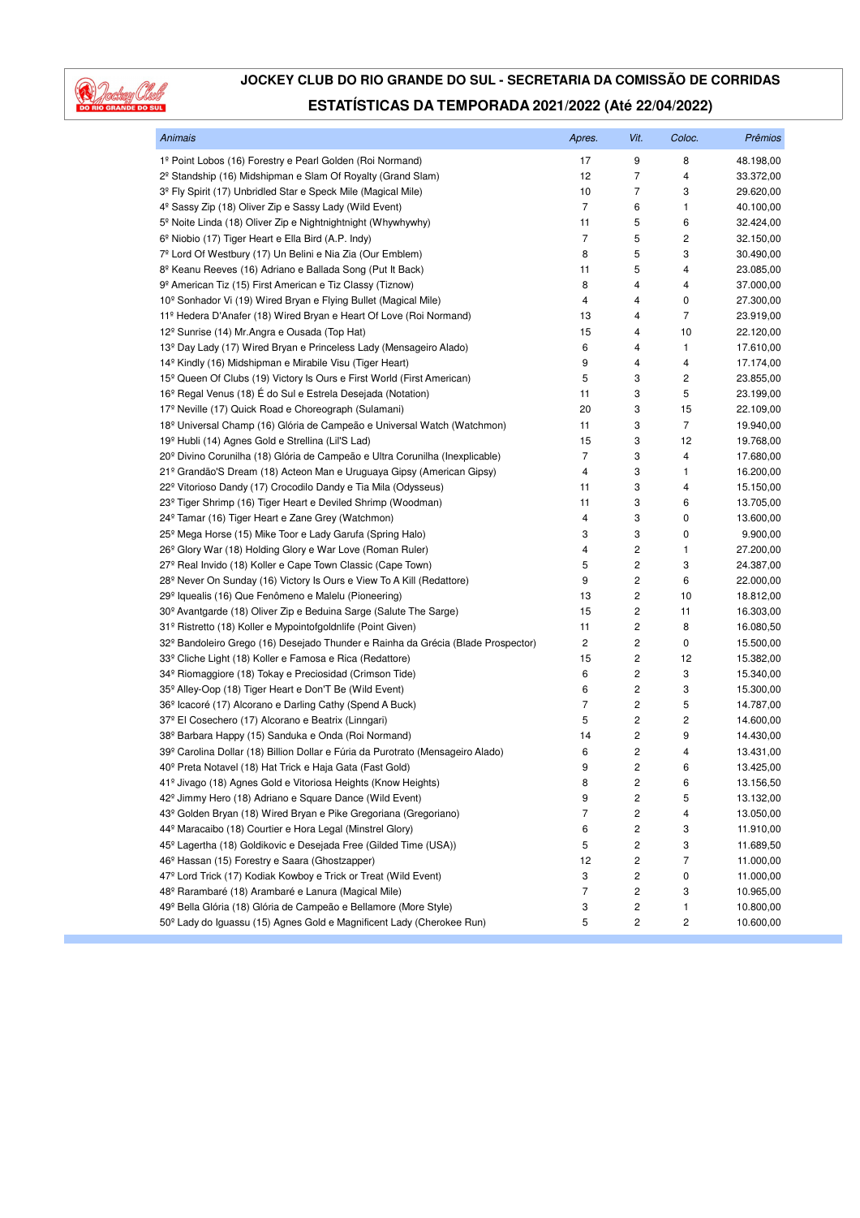# JOCKEY CLUB DO RIO GRANDE DO SUL - SECRETARIA DA COMISSÃO DE CORRIDAS

## ESTATÍSTICAS DA TEMPORADA 2021/2022 (Até 22/04/2022)

| *Animais* | *Apres.* | *Vit.* | *Coloc.* | *Prêmios* |
|---|---|---|---|---|
| 1º Point Lobos (16) Forestry e Pearl Golden (Roi Normand) | 17 | 9 | 8 | 48.198,00 |
| 2º Standship (16) Midshipman e Slam Of Royalty (Grand Slam) | 12 | 7 | 4 | 33.372,00 |
| 3º Fly Spirit (17) Unbridled Star e Speck Mile (Magical Mile) | 10 | 7 | 3 | 29.620,00 |
| 4º Sassy Zip (18) Oliver Zip e Sassy Lady (Wild Event) | 7 | 6 | 1 | 40.100,00 |
| 5º Noite Linda (18) Oliver Zip e Nightnightnight (Whywhywhy) | 11 | 5 | 6 | 32.424,00 |
| 6º Niobio (17) Tiger Heart e Ella Bird (A.P. Indy) | 7 | 5 | 2 | 32.150,00 |
| 7º Lord Of Westbury (17) Un Belini e Nia Zia (Our Emblem) | 8 | 5 | 3 | 30.490,00 |
| 8º Keanu Reeves (16) Adriano e Ballada Song (Put It Back) | 11 | 5 | 4 | 23.085,00 |
| 9º American Tiz (15) First American e Tiz Classy (Tiznow) | 8 | 4 | 4 | 37.000,00 |
| 10º Sonhador Vi (19) Wired Bryan e Flying Bullet (Magical Mile) | 4 | 4 | 0 | 27.300,00 |
| 11º Hedera D'Anafer (18) Wired Bryan e Heart Of Love (Roi Normand) | 13 | 4 | 7 | 23.919,00 |
| 12º Sunrise (14) Mr.Angra e Ousada (Top Hat) | 15 | 4 | 10 | 22.120,00 |
| 13º Day Lady (17) Wired Bryan e Princeless Lady (Mensageiro Alado) | 6 | 4 | 1 | 17.610,00 |
| 14º Kindly (16) Midshipman e Mirabile Visu (Tiger Heart) | 9 | 4 | 4 | 17.174,00 |
| 15º Queen Of Clubs (19) Victory Is Ours e First World (First American) | 5 | 3 | 2 | 23.855,00 |
| 16º Regal Venus (18) É do Sul e Estrela Desejada (Notation) | 11 | 3 | 5 | 23.199,00 |
| 17º Neville (17) Quick Road e Choreograph (Sulamani) | 20 | 3 | 15 | 22.109,00 |
| 18º Universal Champ (16) Glória de Campeão e Universal Watch (Watchmon) | 11 | 3 | 7 | 19.940,00 |
| 19º Hubli (14) Agnes Gold e Strellina (Lil'S Lad) | 15 | 3 | 12 | 19.768,00 |
| 20º Divino Corunilha (18) Glória de Campeão e Ultra Corunilha (Inexplicable) | 7 | 3 | 4 | 17.680,00 |
| 21º Grandão'S Dream (18) Acteon Man e Uruguaya Gipsy (American Gipsy) | 4 | 3 | 1 | 16.200,00 |
| 22º Vitorioso Dandy (17) Crocodilo Dandy e Tia Mila (Odysseus) | 11 | 3 | 4 | 15.150,00 |
| 23º Tiger Shrimp (16) Tiger Heart e Deviled Shrimp (Woodman) | 11 | 3 | 6 | 13.705,00 |
| 24º Tamar (16) Tiger Heart e Zane Grey (Watchmon) | 4 | 3 | 0 | 13.600,00 |
| 25º Mega Horse (15) Mike Toor e Lady Garufa (Spring Halo) | 3 | 3 | 0 | 9.900,00 |
| 26º Glory War (18) Holding Glory e War Love (Roman Ruler) | 4 | 2 | 1 | 27.200,00 |
| 27º Real Invido (18) Koller e Cape Town Classic (Cape Town) | 5 | 2 | 3 | 24.387,00 |
| 28º Never On Sunday (16) Victory Is Ours e View To A Kill (Redattore) | 9 | 2 | 6 | 22.000,00 |
| 29º Iquealis (16) Que Fenômeno e Malelu (Pioneering) | 13 | 2 | 10 | 18.812,00 |
| 30º Avantgarde (18) Oliver Zip e Beduina Sarge (Salute The Sarge) | 15 | 2 | 11 | 16.303,00 |
| 31º Ristretto (18) Koller e Mypointofgoldnlife (Point Given) | 11 | 2 | 8 | 16.080,50 |
| 32º Bandoleiro Grego (16) Desejado Thunder e Rainha da Grécia (Blade Prospector) | 2 | 2 | 0 | 15.500,00 |
| 33º Cliche Light (18) Koller e Famosa e Rica (Redattore) | 15 | 2 | 12 | 15.382,00 |
| 34º Riomaggiore (18) Tokay e Preciosidad (Crimson Tide) | 6 | 2 | 3 | 15.340,00 |
| 35º Alley-Oop (18) Tiger Heart e Don'T Be (Wild Event) | 6 | 2 | 3 | 15.300,00 |
| 36º Icacoré (17) Alcorano e Darling Cathy (Spend A Buck) | 7 | 2 | 5 | 14.787,00 |
| 37º El Cosechero (17) Alcorano e Beatrix (Linngari) | 5 | 2 | 2 | 14.600,00 |
| 38º Barbara Happy (15) Sanduka e Onda (Roi Normand) | 14 | 2 | 9 | 14.430,00 |
| 39º Carolina Dollar (18) Billion Dollar e Fúria da Purotrato (Mensageiro Alado) | 6 | 2 | 4 | 13.431,00 |
| 40º Preta Notavel (18) Hat Trick e Haja Gata (Fast Gold) | 9 | 2 | 6 | 13.425,00 |
| 41º Jivago (18) Agnes Gold e Vitoriosa Heights (Know Heights) | 8 | 2 | 6 | 13.156,50 |
| 42º Jimmy Hero (18) Adriano e Square Dance (Wild Event) | 9 | 2 | 5 | 13.132,00 |
| 43º Golden Bryan (18) Wired Bryan e Pike Gregoriana (Gregoriano) | 7 | 2 | 4 | 13.050,00 |
| 44º Maracaibo (18) Courtier e Hora Legal (Minstrel Glory) | 6 | 2 | 3 | 11.910,00 |
| 45º Lagertha (18) Goldikovic e Desejada Free (Gilded Time (USA)) | 5 | 2 | 3 | 11.689,50 |
| 46º Hassan (15) Forestry e Saara (Ghostzapper) | 12 | 2 | 7 | 11.000,00 |
| 47º Lord Trick (17) Kodiak Kowboy e Trick or Treat (Wild Event) | 3 | 2 | 0 | 11.000,00 |
| 48º Rarambaré (18) Arambaré e Lanura (Magical Mile) | 7 | 2 | 3 | 10.965,00 |
| 49º Bella Glória (18) Glória de Campeão e Bellamore (More Style) | 3 | 2 | 1 | 10.800,00 |
| 50º Lady do Iguassu (15) Agnes Gold e Magnificent Lady (Cherokee Run) | 5 | 2 | 2 | 10.600,00 |